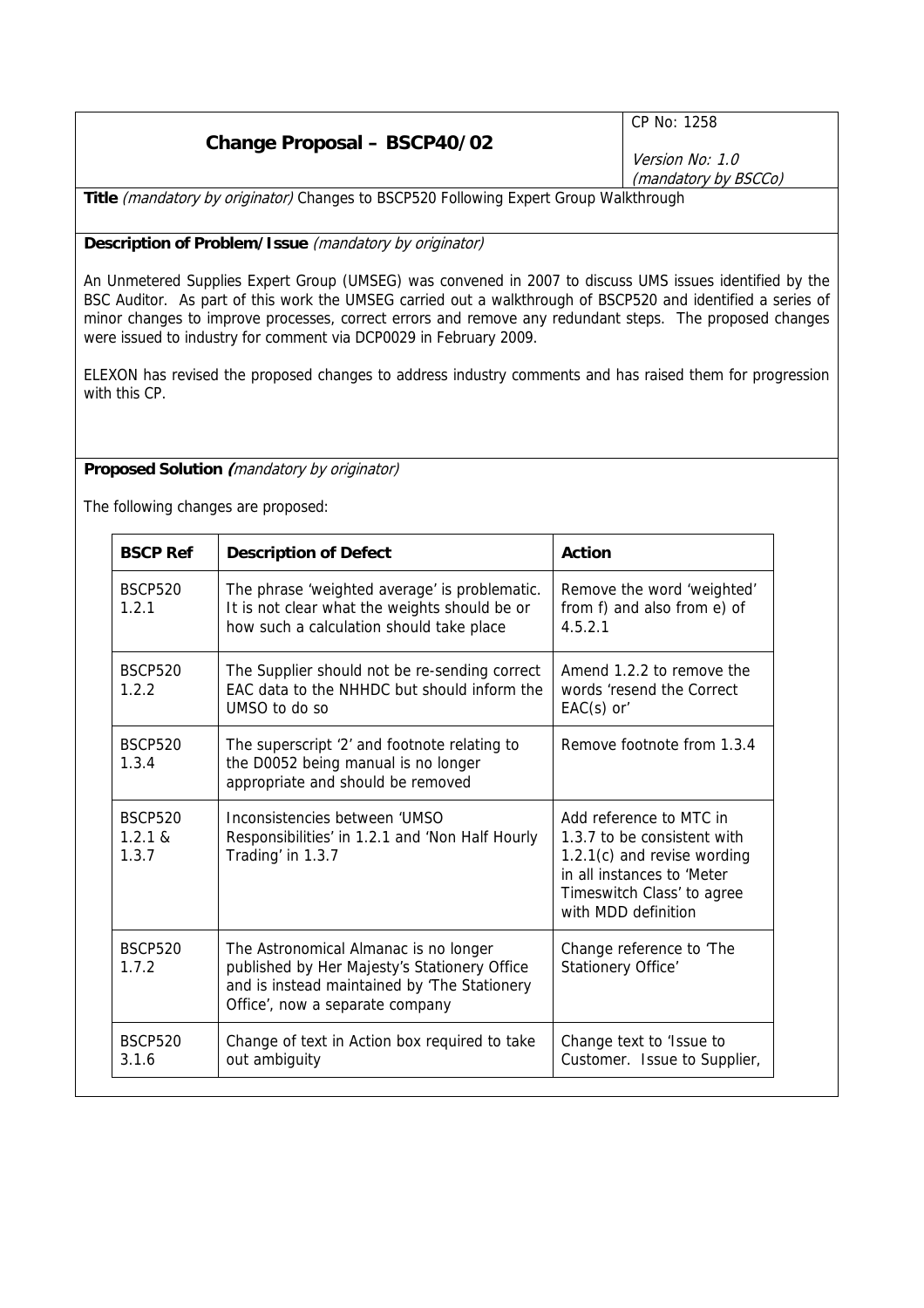# Change Proposal – BSCP40/02

CP No: 1258

*Version No: 1.0*
*(mandatory by BSCCo)*

**Title** *(mandatory by originator)* Changes to BSCP520 Following Expert Group Walkthrough

**Description of Problem/Issue** *(mandatory by originator)*

An Unmetered Supplies Expert Group (UMSEG) was convened in 2007 to discuss UMS issues identified by the BSC Auditor. As part of this work the UMSEG carried out a walkthrough of BSCP520 and identified a series of minor changes to improve processes, correct errors and remove any redundant steps. The proposed changes were issued to industry for comment via DCP0029 in February 2009.

ELEXON has revised the proposed changes to address industry comments and has raised them for progression with this CP.

**Proposed Solution** *(mandatory by originator)*

The following changes are proposed:

| BSCP Ref | Description of Defect | Action |
|---|---|---|
| BSCP520 1.2.1 | The phrase 'weighted average' is problematic. It is not clear what the weights should be or how such a calculation should take place | Remove the word 'weighted' from f) and also from e) of 4.5.2.1 |
| BSCP520 1.2.2 | The Supplier should not be re-sending correct EAC data to the NHHDC but should inform the UMSO to do so | Amend 1.2.2 to remove the words 'resend the Correct EAC(s) or' |
| BSCP520 1.3.4 | The superscript '2' and footnote relating to the D0052 being manual is no longer appropriate and should be removed | Remove footnote from 1.3.4 |
| BSCP520 1.2.1 & 1.3.7 | Inconsistencies between 'UMSO Responsibilities' in 1.2.1 and 'Non Half Hourly Trading' in 1.3.7 | Add reference to MTC in 1.3.7 to be consistent with 1.2.1(c) and revise wording in all instances to 'Meter Timeswitch Class' to agree with MDD definition |
| BSCP520 1.7.2 | The Astronomical Almanac is no longer published by Her Majesty's Stationery Office and is instead maintained by 'The Stationery Office', now a separate company | Change reference to 'The Stationery Office' |
| BSCP520 3.1.6 | Change of text in Action box required to take out ambiguity | Change text to 'Issue to Customer. Issue to Supplier, |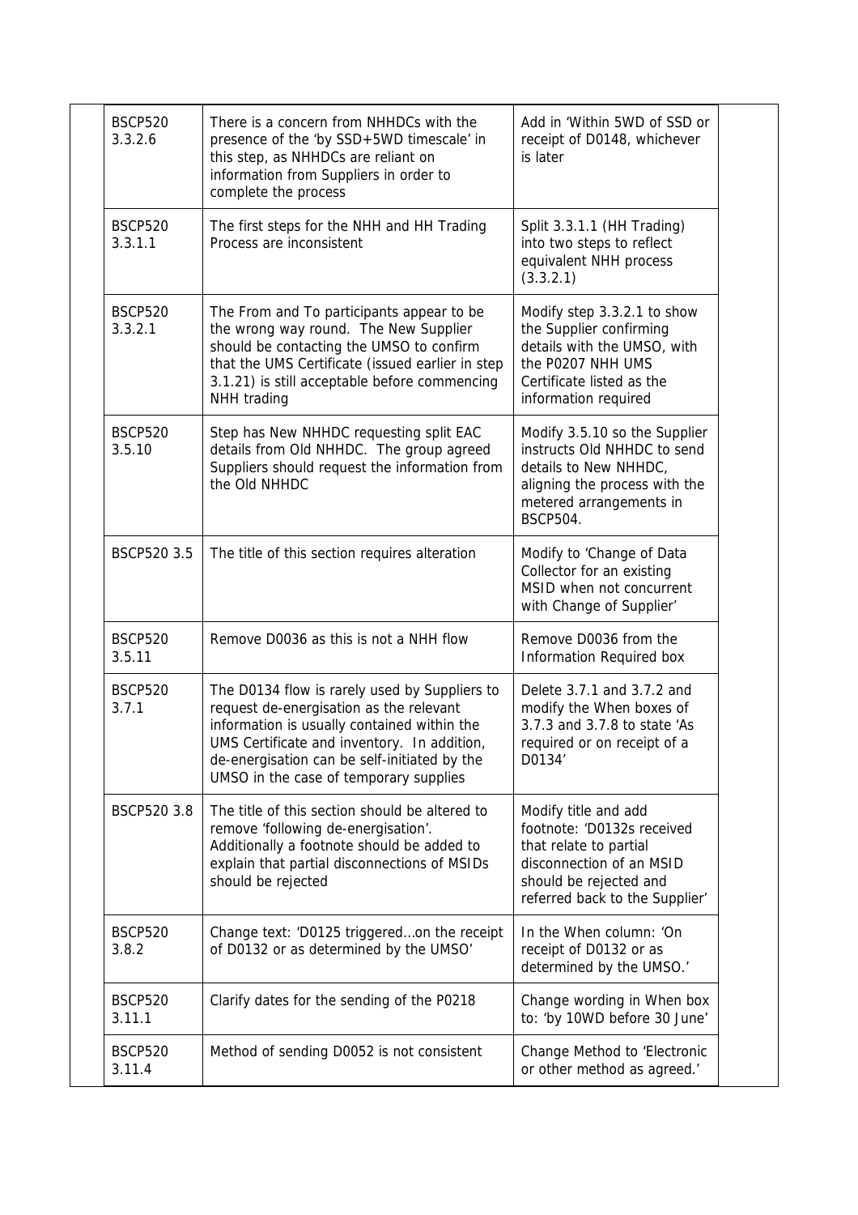| | | |
|---|---|---|
| BSCP520 3.3.2.6 | There is a concern from NHHDCs with the presence of the 'by SSD+5WD timescale' in this step, as NHHDCs are reliant on information from Suppliers in order to complete the process | Add in 'Within 5WD of SSD or receipt of D0148, whichever is later |
| BSCP520 3.3.1.1 | The first steps for the NHH and HH Trading Process are inconsistent | Split 3.3.1.1 (HH Trading) into two steps to reflect equivalent NHH process (3.3.2.1) |
| BSCP520 3.3.2.1 | The From and To participants appear to be the wrong way round. The New Supplier should be contacting the UMSO to confirm that the UMS Certificate (issued earlier in step 3.1.21) is still acceptable before commencing NHH trading | Modify step 3.3.2.1 to show the Supplier confirming details with the UMSO, with the P0207 NHH UMS Certificate listed as the information required |
| BSCP520 3.5.10 | Step has New NHHDC requesting split EAC details from Old NHHDC. The group agreed Suppliers should request the information from the Old NHHDC | Modify 3.5.10 so the Supplier instructs Old NHHDC to send details to New NHHDC, aligning the process with the metered arrangements in BSCP504. |
| BSCP520 3.5 | The title of this section requires alteration | Modify to 'Change of Data Collector for an existing MSID when not concurrent with Change of Supplier' |
| BSCP520 3.5.11 | Remove D0036 as this is not a NHH flow | Remove D0036 from the Information Required box |
| BSCP520 3.7.1 | The D0134 flow is rarely used by Suppliers to request de-energisation as the relevant information is usually contained within the UMS Certificate and inventory. In addition, de-energisation can be self-initiated by the UMSO in the case of temporary supplies | Delete 3.7.1 and 3.7.2 and modify the When boxes of 3.7.3 and 3.7.8 to state 'As required or on receipt of a D0134' |
| BSCP520 3.8 | The title of this section should be altered to remove 'following de-energisation'. Additionally a footnote should be added to explain that partial disconnections of MSIDs should be rejected | Modify title and add footnote: 'D0132s received that relate to partial disconnection of an MSID should be rejected and referred back to the Supplier' |
| BSCP520 3.8.2 | Change text: 'D0125 triggered…on the receipt of D0132 or as determined by the UMSO' | In the When column: 'On receipt of D0132 or as determined by the UMSO.' |
| BSCP520 3.11.1 | Clarify dates for the sending of the P0218 | Change wording in When box to: 'by 10WD before 30 June' |
| BSCP520 3.11.4 | Method of sending D0052 is not consistent | Change Method to 'Electronic or other method as agreed.' |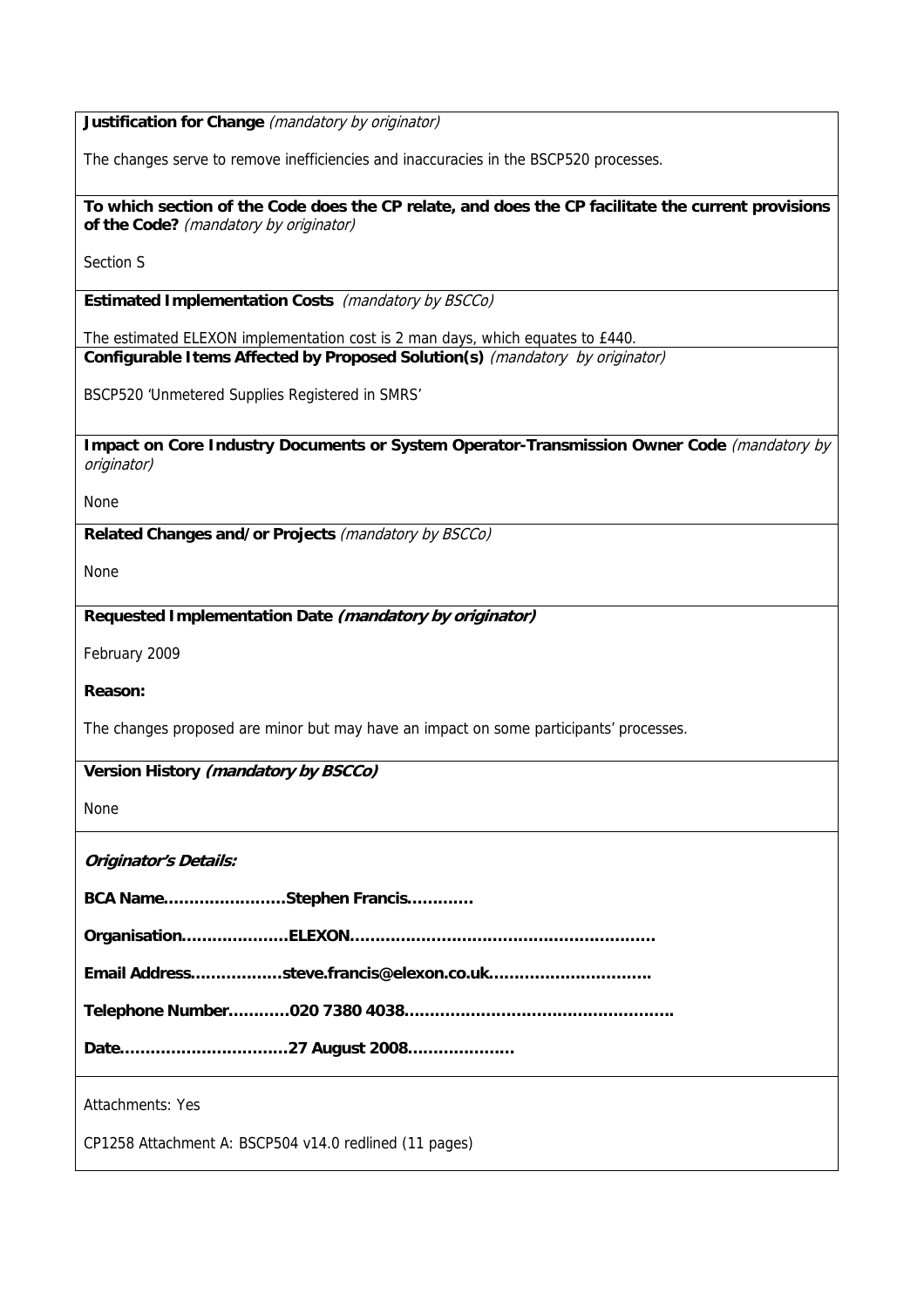**Justification for Change** *(mandatory by originator)*

The changes serve to remove inefficiencies and inaccuracies in the BSCP520 processes.

**To which section of the Code does the CP relate, and does the CP facilitate the current provisions of the Code?** *(mandatory by originator)*

Section S

**Estimated Implementation Costs** *(mandatory by BSCCo)*

The estimated ELEXON implementation cost is 2 man days, which equates to £440.

**Configurable Items Affected by Proposed Solution(s)** *(mandatory by originator)*

BSCP520 'Unmetered Supplies Registered in SMRS'

**Impact on Core Industry Documents or System Operator-Transmission Owner Code** *(mandatory by originator)*

None

**Related Changes and/or Projects** *(mandatory by BSCCo)*

None

**Requested Implementation Date *(mandatory by originator)***

February 2009

**Reason:**

The changes proposed are minor but may have an impact on some participants' processes.

**Version History *(mandatory by BSCCo)***

None

***Originator's Details:***

**BCA Name……………………Stephen Francis…………**

**Organisation…………………ELEXON……………………………………………………**

**Email Address………………steve.francis@elexon.co.uk………………………….**

**Telephone Number…………020 7380 4038…………………………………………….**

**Date……………………………27 August 2008…………………**

Attachments: Yes

CP1258 Attachment A: BSCP504 v14.0 redlined (11 pages)